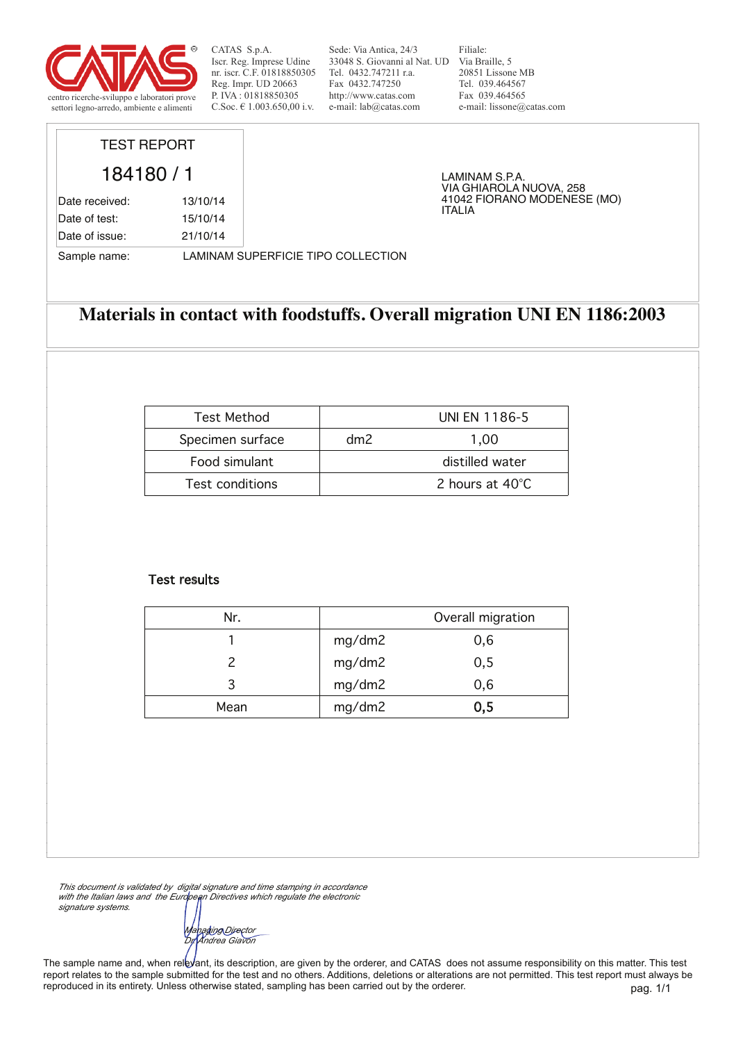CATAS S.p.A.
Iscr. Reg. Imprese Udine
nr. iscr. C.F. 01818850305
Reg. Impr. UD 20663
P. IVA : 01818850305
C.Soc. € 1.003.650,00 i.v.

Sede: Via Antica, 24/3
33048 S. Giovanni al Nat. UD
Tel. 0432.747211 r.a.
Fax 0432.747250
http://www.catas.com
e-mail: lab@catas.com

Filiale:
Via Braille, 5
20851 Lissone MB
Tel. 039.464567
Fax 039.464565
e-mail: lissone@catas.com

centro ricerche-sviluppo e laboratori prove settori legno-arredo, ambiente e alimenti

TEST REPORT

184180 / 1

| | |
|---|---|
| Date received: | 13/10/14 |
| Date of test: | 15/10/14 |
| Date of issue: | 21/10/14 |

LAMINAM S.P.A.
VIA GHIAROLA NUOVA, 258
41042 FIORANO MODENESE (MO)
ITALIA

Sample name: LAMINAM SUPERFICIE TIPO COLLECTION

# Materials in contact with foodstuffs. Overall migration UNI EN 1186:2003

| Test Method | | UNI EN 1186-5 |
|---|---|---|
| Specimen surface | dm2 | 1,00 |
| Food simulant | | distilled water |
| Test conditions | | 2 hours at 40°C |

## Test results

| Nr. | | Overall migration |
|---|---|---|
| 1 | mg/dm2 | 0,6 |
| 2 | mg/dm2 | 0,5 |
| 3 | mg/dm2 | 0,6 |
| Mean | mg/dm2 | **0,5** |

*This document is validated by digital signature and time stamping in accordance with the Italian laws and the European Directives which regulate the electronic signature systems.*

*Managing Director*
*Dr. Andrea Giavon*

The sample name and, when relevant, its description, are given by the orderer, and CATAS does not assume responsibility on this matter. This test report relates to the sample submitted for the test and no others. Additions, deletions or alterations are not permitted. This test report must always be reproduced in its entirety. Unless otherwise stated, sampling has been carried out by the orderer.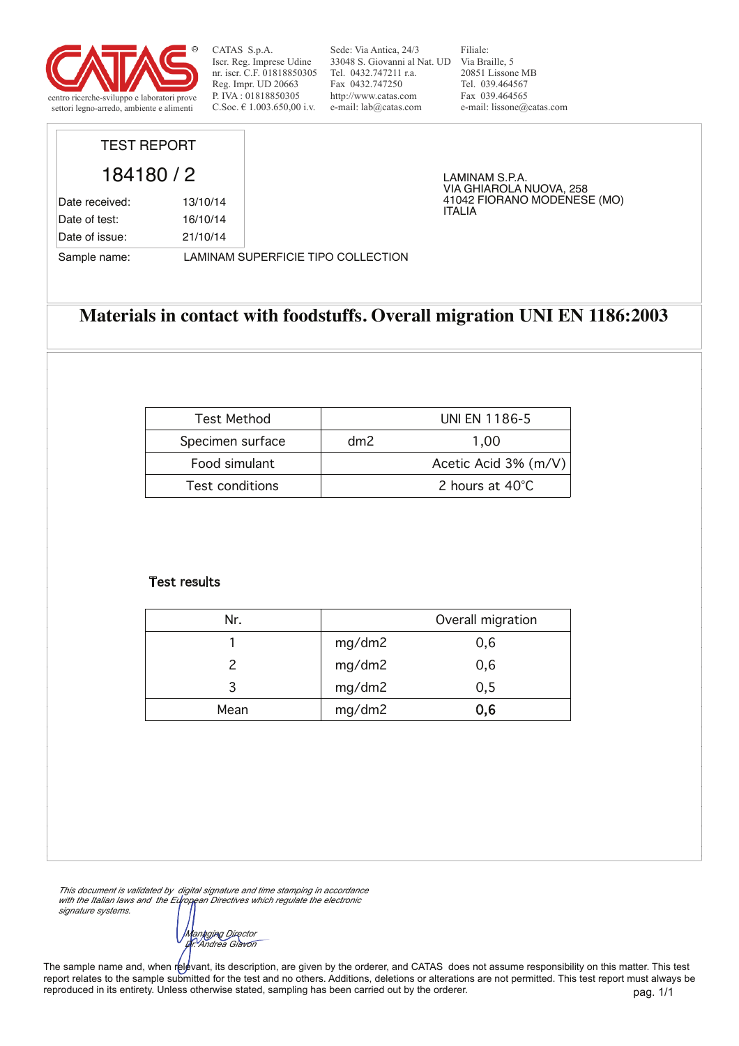CATAS S.p.A.
Iscr. Reg. Imprese Udine
nr. iscr. C.F. 01818850305
Reg. Impr. UD 20663
P. IVA : 01818850305
C.Soc. € 1.003.650,00 i.v.

Sede: Via Antica, 24/3
33048 S. Giovanni al Nat. UD
Tel. 0432.747211 r.a.
Fax 0432.747250
http://www.catas.com
e-mail: lab@catas.com

Filiale:
Via Braille, 5
20851 Lissone MB
Tel. 039.464567
Fax 039.464565
e-mail: lissone@catas.com

centro ricerche-sviluppo e laboratori prove settori legno-arredo, ambiente e alimenti

## TEST REPORT

## 184180 / 2

| | |
|---|---|
| Date received: | 13/10/14 |
| Date of test: | 16/10/14 |
| Date of issue: | 21/10/14 |

LAMINAM S.P.A.
VIA GHIAROLA NUOVA, 258
41042 FIORANO MODENESE (MO)
ITALIA

Sample name: LAMINAM SUPERFICIE TIPO COLLECTION

# Materials in contact with foodstuffs. Overall migration UNI EN 1186:2003

| Test Method | | UNI EN 1186-5 |
|---|---|---|
| Specimen surface | dm2 | 1,00 |
| Food simulant | | Acetic Acid 3% (m/V) |
| Test conditions | | 2 hours at 40°C |

### Test results

| Nr. | | Overall migration |
|---|---|---|
| 1 | mg/dm2 | 0,6 |
| 2 | mg/dm2 | 0,6 |
| 3 | mg/dm2 | 0,5 |
| Mean | mg/dm2 | **0,6** |

*This document is validated by digital signature and time stamping in accordance with the Italian laws and the European Directives which regulate the electronic signature systems.*

*Managing Director*
*Dr. Andrea Giavon*

The sample name and, when relevant, its description, are given by the orderer, and CATAS does not assume responsibility on this matter. This test report relates to the sample submitted for the test and no others. Additions, deletions or alterations are not permitted. This test report must always be reproduced in its entirety. Unless otherwise stated, sampling has been carried out by the orderer.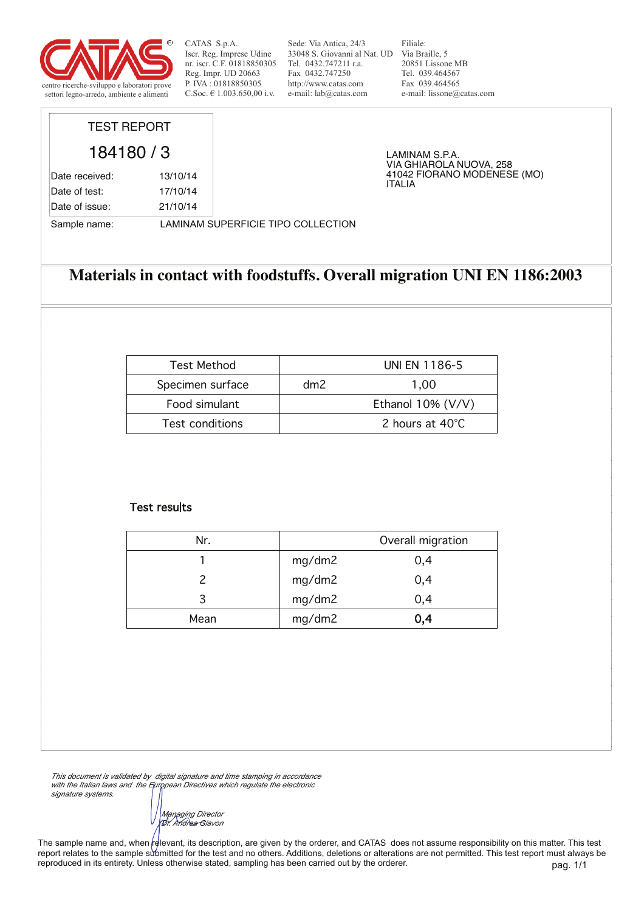centro ricerche-sviluppo e laboratori prove
settori legno-arredo, ambiente e alimenti

CATAS S.p.A.
Iscr. Reg. Imprese Udine
nr. iscr. C.F. 01818850305
Reg. Impr. UD 20663
P. IVA : 01818850305
C.Soc. € 1.003.650,00 i.v.

Sede: Via Antica, 24/3
33048 S. Giovanni al Nat. UD
Tel. 0432.747211 r.a.
Fax 0432.747250
http://www.catas.com
e-mail: lab@catas.com

Filiale:
Via Braille, 5
20851 Lissone MB
Tel. 039.464567
Fax 039.464565
e-mail: lissone@catas.com

TEST REPORT

184180 / 3

| | |
|---|---|
| Date received: | 13/10/14 |
| Date of test: | 17/10/14 |
| Date of issue: | 21/10/14 |

LAMINAM S.P.A.
VIA GHIAROLA NUOVA, 258
41042 FIORANO MODENESE (MO)
ITALIA

Sample name: LAMINAM SUPERFICIE TIPO COLLECTION

# Materials in contact with foodstuffs. Overall migration UNI EN 1186:2003

| | | |
|---|---|---|
| Test Method | | UNI EN 1186-5 |
| Specimen surface | dm2 | 1,00 |
| Food simulant | | Ethanol 10% (V/V) |
| Test conditions | | 2 hours at 40°C |

**Test results**

| Nr. | | Overall migration |
|---|---|---|
| 1 | mg/dm2 | 0,4 |
| 2 | mg/dm2 | 0,4 |
| 3 | mg/dm2 | 0,4 |
| Mean | mg/dm2 | **0,4** |

*This document is validated by digital signature and time stamping in accordance with the Italian laws and the European Directives which regulate the electronic signature systems.*

*Managing Director*
*Dr. Andrea Giavon*

The sample name and, when relevant, its description, are given by the orderer, and CATAS does not assume responsibility on this matter. This test report relates to the sample submitted for the test and no others. Additions, deletions or alterations are not permitted. This test report must always be reproduced in its entirety. Unless otherwise stated, sampling has been carried out by the orderer.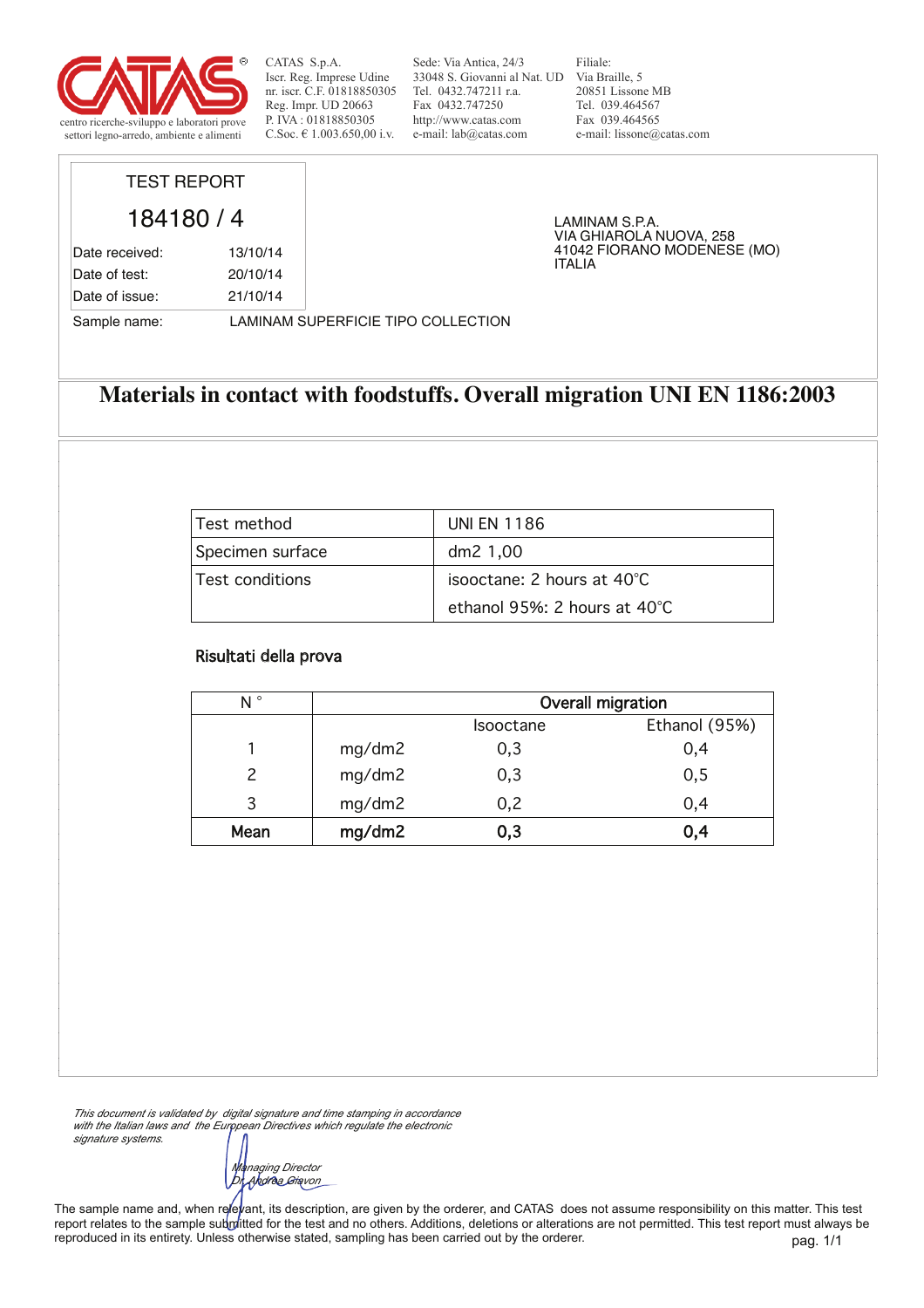CATAS S.p.A.
Iscr. Reg. Imprese Udine
nr. iscr. C.F. 01818850305
Reg. Impr. UD 20663
P. IVA : 01818850305
C.Soc. € 1.003.650,00 i.v.

Sede: Via Antica, 24/3
33048 S. Giovanni al Nat. UD
Tel. 0432.747211 r.a.
Fax 0432.747250
http://www.catas.com
e-mail: lab@catas.com

Filiale:
Via Braille, 5
20851 Lissone MB
Tel. 039.464567
Fax 039.464565
e-mail: lissone@catas.com

centro ricerche-sviluppo e laboratori prove
settori legno-arredo, ambiente e alimenti

TEST REPORT

184180 / 4

| | |
|---|---|
| Date received: | 13/10/14 |
| Date of test: | 20/10/14 |
| Date of issue: | 21/10/14 |

LAMINAM S.P.A.
VIA GHIAROLA NUOVA, 258
41042 FIORANO MODENESE (MO)
ITALIA

Sample name: LAMINAM SUPERFICIE TIPO COLLECTION

# Materials in contact with foodstuffs. Overall migration UNI EN 1186:2003

| | |
|---|---|
| Test method | UNI EN 1186 |
| Specimen surface | dm2 1,00 |
| Test conditions | isooctane: 2 hours at 40°C<br>ethanol 95%: 2 hours at 40°C |

Risultati della prova

| N ° | Overall migration | | |
|---|---|---|---|
| | | Isooctane | Ethanol (95%) |
| 1 | mg/dm2 | 0,3 | 0,4 |
| 2 | mg/dm2 | 0,3 | 0,5 |
| 3 | mg/dm2 | 0,2 | 0,4 |
| **Mean** | **mg/dm2** | **0,3** | **0,4** |

*This document is validated by digital signature and time stamping in accordance with the Italian laws and the European Directives which regulate the electronic signature systems.*

*Managing Director*
*Dr. Andrea Giavon*

The sample name and, when relevant, its description, are given by the orderer, and CATAS does not assume responsibility on this matter. This test report relates to the sample submitted for the test and no others. Additions, deletions or alterations are not permitted. This test report must always be reproduced in its entirety. Unless otherwise stated, sampling has been carried out by the orderer.